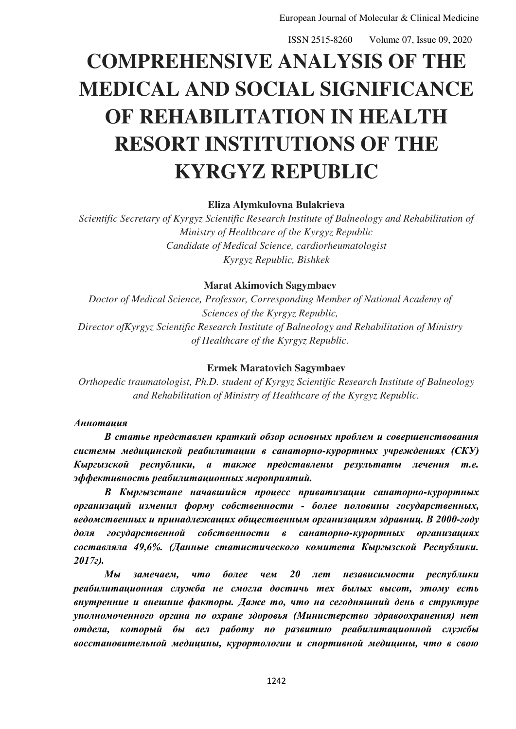# COMPREHENSIVE ANALYSIS OF THE MEDICAL AND SOCIAL SIGNIFICANCE OF REHABILITATION IN HEALTH RESORT INSTITUTIONS OF THE KYRGYZ REPUBLIC

**Eliza Alymkulovna Bulakrieva**

*Scientific Secretary of Kyrgyz Scientific Research Institute of Balneology and Rehabilitation of Ministry of Healthcare of the Kyrgyz Republic*
*Candidate of Medical Science, cardiorheumatologist*
*Kyrgyz Republic, Bishkek*

**Marat Akimovich Sagymbaev**

*Doctor of Medical Science, Professor, Corresponding Member of National Academy of Sciences of the Kyrgyz Republic,*
*Director ofKyrgyz Scientific Research Institute of Balneology and Rehabilitation of Ministry of Healthcare of the Kyrgyz Republic.*

**Ermek Maratovich Sagymbaev**

*Orthopedic traumatologist, Ph.D. student of Kyrgyz Scientific Research Institute of Balneology and Rehabilitation of Ministry of Healthcare of the Kyrgyz Republic.*

***Аннотация***

***В статье представлен краткий обзор основных проблем и совершенствования системы медицинской реабилитации в санаторно-курортных учреждениях (СКУ) Кыргызской республики, а также представлены результаты лечения т.е. эффективность реабилитационных мероприятий.***

***В Кыргызстане начавшийся процесс приватизации санаторно-курортных организаций изменил форму собственности - более половины государственных, ведомственных и принадлежащих общественным организациям здравниц. В 2000-году доля государственной собственности в санаторно-курортных организациях составляла 49,6%. (Данные статистического комитета Кыргызской Республики. 2017г).***

***Мы замечаем, что более чем 20 лет независимости республики реабилитационная служба не смогла достичь тех былых высот, этому есть внутренние и внешние факторы. Даже то, что на сегодняшний день в структуре уполномоченного органа по охране здоровья (Министерство здравоохранения) нет отдела, который бы вел работу по развитию реабилитационной службы восстановительной медицины, курортологии и спортивной медицины, что в свою***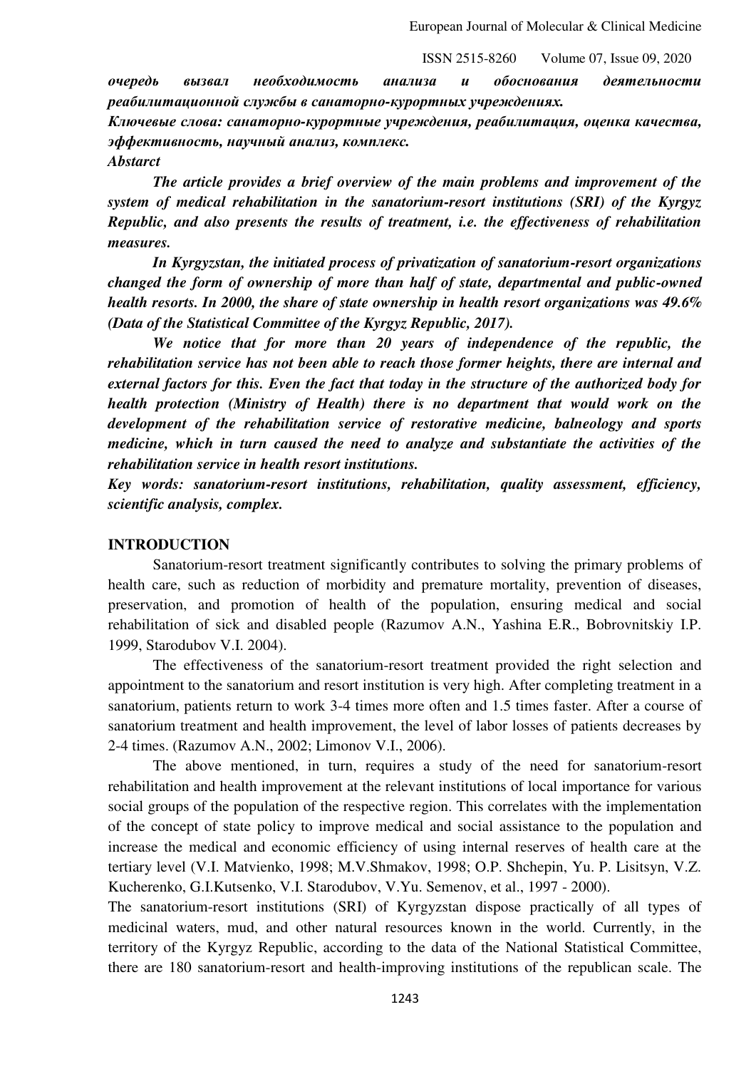***очередь вызвал необходимость анализа и обоснования деятельности реабилитационной службы в санаторно-курортных учреждениях.***

***Ключевые слова: санаторно-курортные учреждения, реабилитация, оценка качества, эффективность, научный анализ, комплекс.***

***Abstarct***

***The article provides a brief overview of the main problems and improvement of the system of medical rehabilitation in the sanatorium-resort institutions (SRI) of the Kyrgyz Republic, and also presents the results of treatment, i.e. the effectiveness of rehabilitation measures.***

***In Kyrgyzstan, the initiated process of privatization of sanatorium-resort organizations changed the form of ownership of more than half of state, departmental and public-owned health resorts. In 2000, the share of state ownership in health resort organizations was 49.6% (Data of the Statistical Committee of the Kyrgyz Republic, 2017).***

***We notice that for more than 20 years of independence of the republic, the rehabilitation service has not been able to reach those former heights, there are internal and external factors for this. Even the fact that today in the structure of the authorized body for health protection (Ministry of Health) there is no department that would work on the development of the rehabilitation service of restorative medicine, balneology and sports medicine, which in turn caused the need to analyze and substantiate the activities of the rehabilitation service in health resort institutions.***

***Key words: sanatorium-resort institutions, rehabilitation, quality assessment, efficiency, scientific analysis, complex.***

## INTRODUCTION

Sanatorium-resort treatment significantly contributes to solving the primary problems of health care, such as reduction of morbidity and premature mortality, prevention of diseases, preservation, and promotion of health of the population, ensuring medical and social rehabilitation of sick and disabled people (Razumov A.N., Yashina E.R., Bobrovnitskiy I.P. 1999, Starodubov V.I. 2004).

The effectiveness of the sanatorium-resort treatment provided the right selection and appointment to the sanatorium and resort institution is very high. After completing treatment in a sanatorium, patients return to work 3-4 times more often and 1.5 times faster. After a course of sanatorium treatment and health improvement, the level of labor losses of patients decreases by 2-4 times. (Razumov A.N., 2002; Limonov V.I., 2006).

The above mentioned, in turn, requires a study of the need for sanatorium-resort rehabilitation and health improvement at the relevant institutions of local importance for various social groups of the population of the respective region. This correlates with the implementation of the concept of state policy to improve medical and social assistance to the population and increase the medical and economic efficiency of using internal reserves of health care at the tertiary level (V.I. Matvienko, 1998; M.V.Shmakov, 1998; O.P. Shchepin, Yu. P. Lisitsyn, V.Z. Kucherenko, G.I.Kutsenko, V.I. Starodubov, V.Yu. Semenov, et al., 1997 - 2000).

The sanatorium-resort institutions (SRI) of Kyrgyzstan dispose practically of all types of medicinal waters, mud, and other natural resources known in the world. Currently, in the territory of the Kyrgyz Republic, according to the data of the National Statistical Committee, there are 180 sanatorium-resort and health-improving institutions of the republican scale. The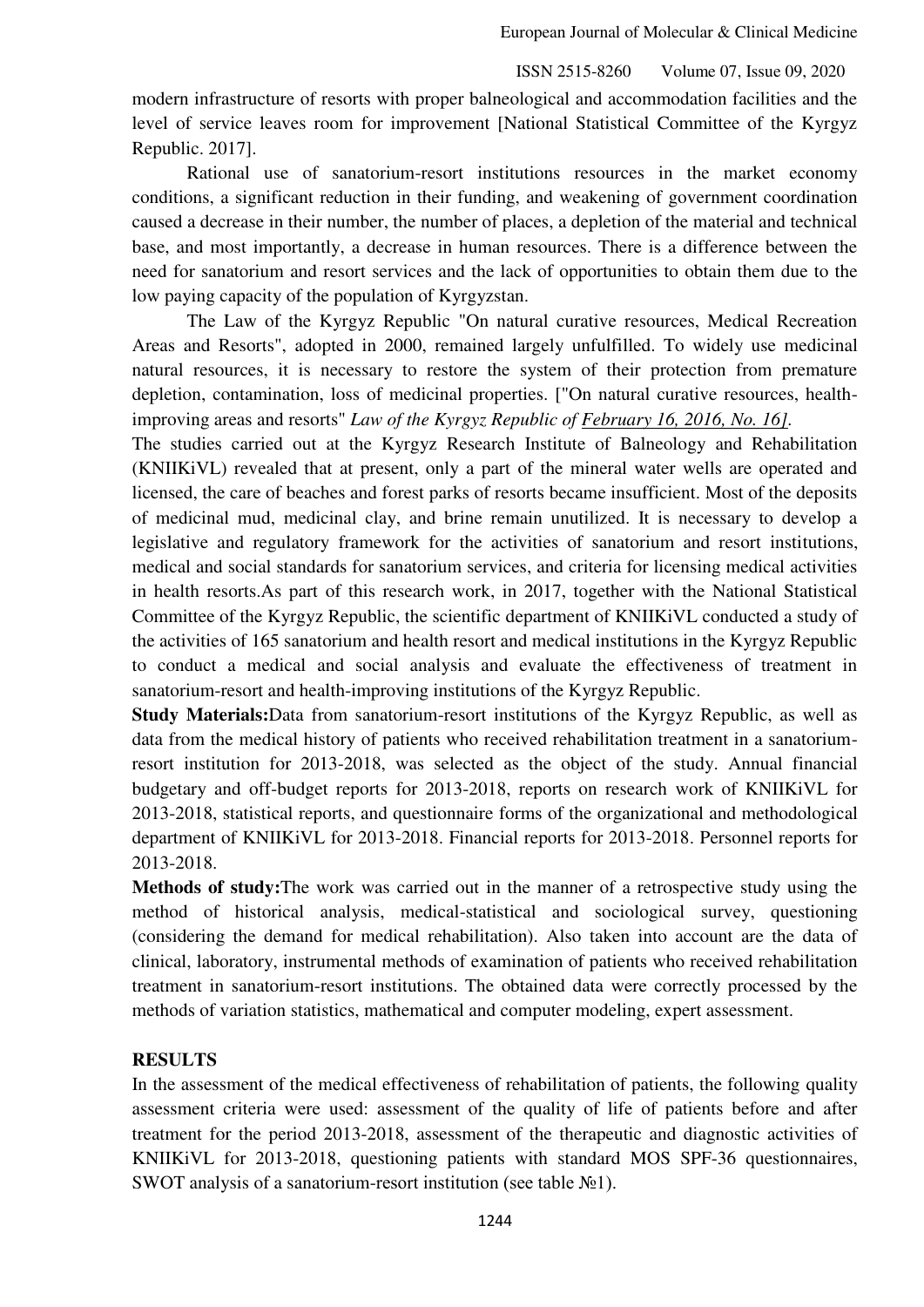modern infrastructure of resorts with proper balneological and accommodation facilities and the level of service leaves room for improvement [National Statistical Committee of the Kyrgyz Republic. 2017].

Rational use of sanatorium-resort institutions resources in the market economy conditions, a significant reduction in their funding, and weakening of government coordination caused a decrease in their number, the number of places, a depletion of the material and technical base, and most importantly, a decrease in human resources. There is a difference between the need for sanatorium and resort services and the lack of opportunities to obtain them due to the low paying capacity of the population of Kyrgyzstan.

The Law of the Kyrgyz Republic "On natural curative resources, Medical Recreation Areas and Resorts", adopted in 2000, remained largely unfulfilled. To widely use medicinal natural resources, it is necessary to restore the system of their protection from premature depletion, contamination, loss of medicinal properties. ["On natural curative resources, health-improving areas and resorts" *Law of the Kyrgyz Republic of February 16, 2016, No. 16]*.

The studies carried out at the Kyrgyz Research Institute of Balneology and Rehabilitation (KNIIKiVL) revealed that at present, only a part of the mineral water wells are operated and licensed, the care of beaches and forest parks of resorts became insufficient. Most of the deposits of medicinal mud, medicinal clay, and brine remain unutilized. It is necessary to develop a legislative and regulatory framework for the activities of sanatorium and resort institutions, medical and social standards for sanatorium services, and criteria for licensing medical activities in health resorts.As part of this research work, in 2017, together with the National Statistical Committee of the Kyrgyz Republic, the scientific department of KNIIKiVL conducted a study of the activities of 165 sanatorium and health resort and medical institutions in the Kyrgyz Republic to conduct a medical and social analysis and evaluate the effectiveness of treatment in sanatorium-resort and health-improving institutions of the Kyrgyz Republic.

**Study Materials:**Data from sanatorium-resort institutions of the Kyrgyz Republic, as well as data from the medical history of patients who received rehabilitation treatment in a sanatorium-resort institution for 2013-2018, was selected as the object of the study. Annual financial budgetary and off-budget reports for 2013-2018, reports on research work of KNIIKiVL for 2013-2018, statistical reports, and questionnaire forms of the organizational and methodological department of KNIIKiVL for 2013-2018. Financial reports for 2013-2018. Personnel reports for 2013-2018.

**Methods of study:**The work was carried out in the manner of a retrospective study using the method of historical analysis, medical-statistical and sociological survey, questioning (considering the demand for medical rehabilitation). Also taken into account are the data of clinical, laboratory, instrumental methods of examination of patients who received rehabilitation treatment in sanatorium-resort institutions. The obtained data were correctly processed by the methods of variation statistics, mathematical and computer modeling, expert assessment.

## RESULTS

In the assessment of the medical effectiveness of rehabilitation of patients, the following quality assessment criteria were used: assessment of the quality of life of patients before and after treatment for the period 2013-2018, assessment of the therapeutic and diagnostic activities of KNIIKiVL for 2013-2018, questioning patients with standard MOS SPF-36 questionnaires, SWOT analysis of a sanatorium-resort institution (see table №1).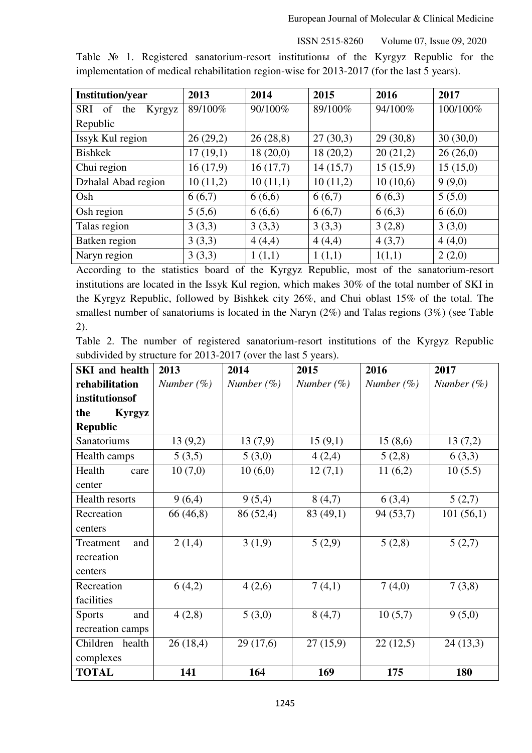Table № 1. Registered sanatorium-resort institutionы of the Kyrgyz Republic for the implementation of medical rehabilitation region-wise for 2013-2017 (for the last 5 years).

| **Institution/year** | **2013** | **2014** | **2015** | **2016** | **2017** |
|---|---|---|---|---|---|
| SRI of the Kyrgyz Republic | 89/100% | 90/100% | 89/100% | 94/100% | 100/100% |
| Issyk Kul region | 26 (29,2) | 26 (28,8) | 27 (30,3) | 29 (30,8) | 30 (30,0) |
| Bishkek | 17 (19,1) | 18 (20,0) | 18 (20,2) | 20 (21,2) | 26 (26,0) |
| Chui region | 16 (17,9) | 16 (17,7) | 14 (15,7) | 15 (15,9) | 15 (15,0) |
| Dzhalal Abad region | 10 (11,2) | 10 (11,1) | 10 (11,2) | 10 (10,6) | 9 (9,0) |
| Osh | 6 (6,7) | 6 (6,6) | 6 (6,7) | 6 (6,3) | 5 (5,0) |
| Osh region | 5 (5,6) | 6 (6,6) | 6 (6,7) | 6 (6,3) | 6 (6,0) |
| Talas region | 3 (3,3) | 3 (3,3) | 3 (3,3) | 3 (2,8) | 3 (3,0) |
| Batken region | 3 (3,3) | 4 (4,4) | 4 (4,4) | 4 (3,7) | 4 (4,0) |
| Naryn region | 3 (3,3) | 1 (1,1) | 1 (1,1) | 1(1,1) | 2 (2,0) |

According to the statistics board of the Kyrgyz Republic, most of the sanatorium-resort institutions are located in the Issyk Kul region, which makes 30% of the total number of SKI in the Kyrgyz Republic, followed by Bishkek city 26%, and Chui oblast 15% of the total. The smallest number of sanatoriums is located in the Naryn (2%) and Talas regions (3%) (see Table 2).

Table 2. The number of registered sanatorium-resort institutions of the Kyrgyz Republic subdivided by structure for 2013-2017 (over the last 5 years).

| **SKI and health rehabilitation institutionsof the Kyrgyz Republic** | **2013** *Number (%)* | **2014** *Number (%)* | **2015** *Number (%)* | **2016** *Number (%)* | **2017** *Number (%)* |
|---|---|---|---|---|---|
| Sanatoriums | 13 (9,2) | 13 (7,9) | 15 (9,1) | 15 (8,6) | 13 (7,2) |
| Health camps | 5 (3,5) | 5 (3,0) | 4 (2,4) | 5 (2,8) | 6 (3,3) |
| Health care center | 10 (7,0) | 10 (6,0) | 12 (7,1) | 11 (6,2) | 10 (5.5) |
| Health resorts | 9 (6,4) | 9 (5,4) | 8 (4,7) | 6 (3,4) | 5 (2,7) |
| Recreation centers | 66 (46,8) | 86 (52,4) | 83 (49,1) | 94 (53,7) | 101 (56,1) |
| Treatment and recreation centers | 2 (1,4) | 3 (1,9) | 5 (2,9) | 5 (2,8) | 5 (2,7) |
| Recreation facilities | 6 (4,2) | 4 (2,6) | 7 (4,1) | 7 (4,0) | 7 (3,8) |
| Sports and recreation camps | 4 (2,8) | 5 (3,0) | 8 (4,7) | 10 (5,7) | 9 (5,0) |
| Children health complexes | 26 (18,4) | 29 (17,6) | 27 (15,9) | 22 (12,5) | 24 (13,3) |
| **TOTAL** | **141** | **164** | **169** | **175** | **180** |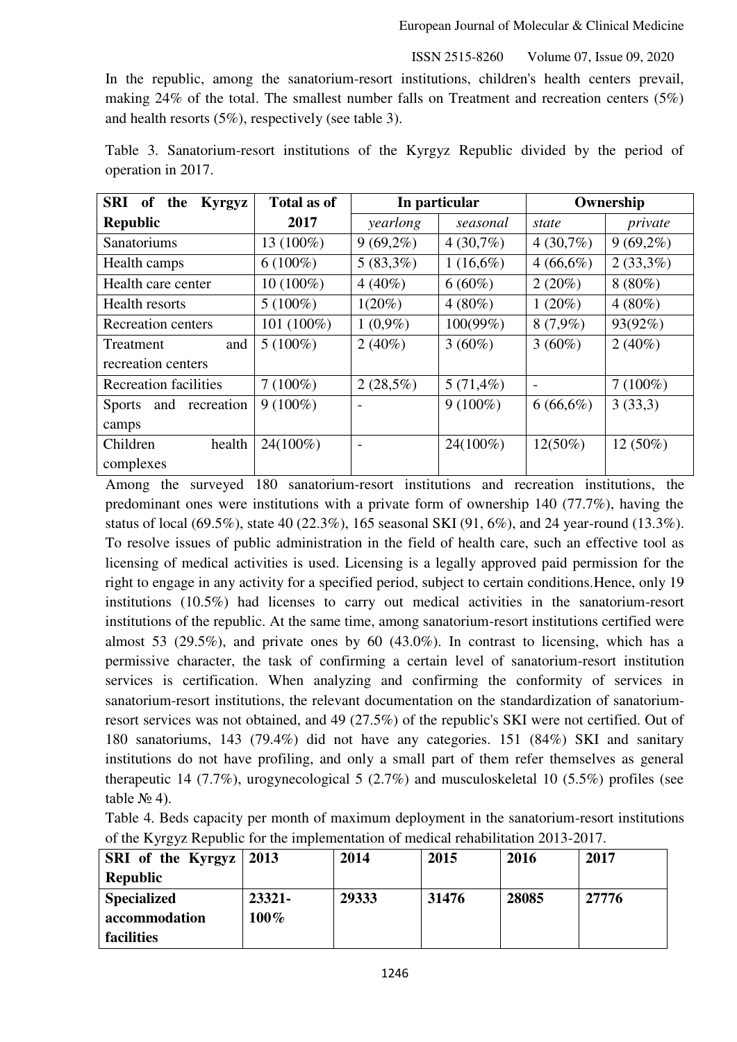In the republic, among the sanatorium-resort institutions, children's health centers prevail, making 24% of the total. The smallest number falls on Treatment and recreation centers (5%) and health resorts (5%), respectively (see table 3).

Table 3. Sanatorium-resort institutions of the Kyrgyz Republic divided by the period of operation in 2017.

| SRI of the Kyrgyz Republic | Total as of 2017 | In particular | | Ownership | |
|---|---|---|---|---|---|
| | | *yearlong* | *seasonal* | *state* | *private* |
| Sanatoriums | 13 (100%) | 9 (69,2%) | 4 (30,7%) | 4 (30,7%) | 9 (69,2%) |
| Health camps | 6 (100%) | 5 (83,3%) | 1 (16,6%) | 4 (66,6%) | 2 (33,3%) |
| Health care center | 10 (100%) | 4 (40%) | 6 (60%) | 2 (20%) | 8 (80%) |
| Health resorts | 5 (100%) | 1(20%) | 4 (80%) | 1 (20%) | 4 (80%) |
| Recreation centers | 101 (100%) | 1 (0,9%) | 100(99%) | 8 (7,9%) | 93(92%) |
| Treatment and recreation centers | 5 (100%) | 2 (40%) | 3 (60%) | 3 (60%) | 2 (40%) |
| Recreation facilities | 7 (100%) | 2 (28,5%) | 5 (71,4%) | - | 7 (100%) |
| Sports and recreation camps | 9 (100%) | - | 9 (100%) | 6 (66,6%) | 3 (33,3) |
| Children health complexes | 24(100%) | - | 24(100%) | 12(50%) | 12 (50%) |

Among the surveyed 180 sanatorium-resort institutions and recreation institutions, the predominant ones were institutions with a private form of ownership 140 (77.7%), having the status of local (69.5%), state 40 (22.3%), 165 seasonal SKI (91, 6%), and 24 year-round (13.3%). To resolve issues of public administration in the field of health care, such an effective tool as licensing of medical activities is used. Licensing is a legally approved paid permission for the right to engage in any activity for a specified period, subject to certain conditions.Hence, only 19 institutions (10.5%) had licenses to carry out medical activities in the sanatorium-resort institutions of the republic. At the same time, among sanatorium-resort institutions certified were almost 53 (29.5%), and private ones by 60 (43.0%). In contrast to licensing, which has a permissive character, the task of confirming a certain level of sanatorium-resort institution services is certification. When analyzing and confirming the conformity of services in sanatorium-resort institutions, the relevant documentation on the standardization of sanatorium-resort services was not obtained, and 49 (27.5%) of the republic's SKI were not certified. Out of 180 sanatoriums, 143 (79.4%) did not have any categories. 151 (84%) SKI and sanitary institutions do not have profiling, and only a small part of them refer themselves as general therapeutic 14 (7.7%), urogynecological 5 (2.7%) and musculoskeletal 10 (5.5%) profiles (see table № 4).

Table 4. Beds capacity per month of maximum deployment in the sanatorium-resort institutions of the Kyrgyz Republic for the implementation of medical rehabilitation 2013-2017.

| **SRI of the Kyrgyz Republic** | **2013** | **2014** | **2015** | **2016** | **2017** |
|---|---|---|---|---|---|
| **Specialized accommodation facilities** | **23321-100%** | **29333** | **31476** | **28085** | **27776** |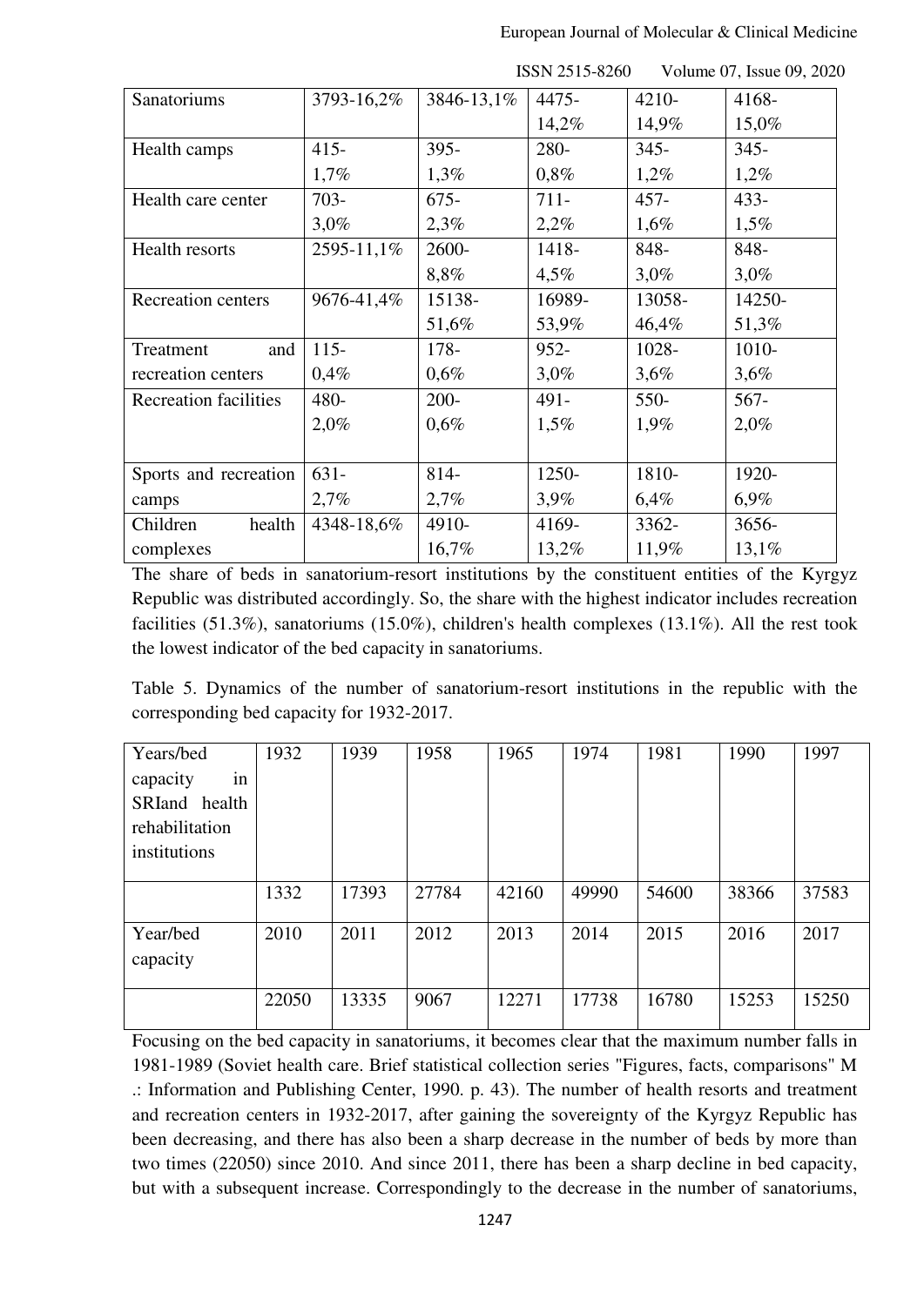| Sanatoriums | 3793-16,2% | 3846-13,1% | 4475-14,2% | 4210-14,9% | 4168-15,0% |
|---|---|---|---|---|---|
| Health camps | 415-1,7% | 395-1,3% | 280-0,8% | 345-1,2% | 345-1,2% |
| Health care center | 703-3,0% | 675-2,3% | 711-2,2% | 457-1,6% | 433-1,5% |
| Health resorts | 2595-11,1% | 2600-8,8% | 1418-4,5% | 848-3,0% | 848-3,0% |
| Recreation centers | 9676-41,4% | 15138-51,6% | 16989-53,9% | 13058-46,4% | 14250-51,3% |
| Treatment and recreation centers | 115-0,4% | 178-0,6% | 952-3,0% | 1028-3,6% | 1010-3,6% |
| Recreation facilities | 480-2,0% | 200-0,6% | 491-1,5% | 550-1,9% | 567-2,0% |
| Sports and recreation camps | 631-2,7% | 814-2,7% | 1250-3,9% | 1810-6,4% | 1920-6,9% |
| Children health complexes | 4348-18,6% | 4910-16,7% | 4169-13,2% | 3362-11,9% | 3656-13,1% |

The share of beds in sanatorium-resort institutions by the constituent entities of the Kyrgyz Republic was distributed accordingly. So, the share with the highest indicator includes recreation facilities (51.3%), sanatoriums (15.0%), children's health complexes (13.1%). All the rest took the lowest indicator of the bed capacity in sanatoriums.

Table 5. Dynamics of the number of sanatorium-resort institutions in the republic with the corresponding bed capacity for 1932-2017.

| Years/bed capacity in SRIand health rehabilitation institutions | 1932 | 1939 | 1958 | 1965 | 1974 | 1981 | 1990 | 1997 |
|---|---|---|---|---|---|---|---|---|
| | 1332 | 17393 | 27784 | 42160 | 49990 | 54600 | 38366 | 37583 |
| Year/bed capacity | 2010 | 2011 | 2012 | 2013 | 2014 | 2015 | 2016 | 2017 |
| | 22050 | 13335 | 9067 | 12271 | 17738 | 16780 | 15253 | 15250 |

Focusing on the bed capacity in sanatoriums, it becomes clear that the maximum number falls in 1981-1989 (Soviet health care. Brief statistical collection series "Figures, facts, comparisons" M .: Information and Publishing Center, 1990. p. 43). The number of health resorts and treatment and recreation centers in 1932-2017, after gaining the sovereignty of the Kyrgyz Republic has been decreasing, and there has also been a sharp decrease in the number of beds by more than two times (22050) since 2010. And since 2011, there has been a sharp decline in bed capacity, but with a subsequent increase. Correspondingly to the decrease in the number of sanatoriums,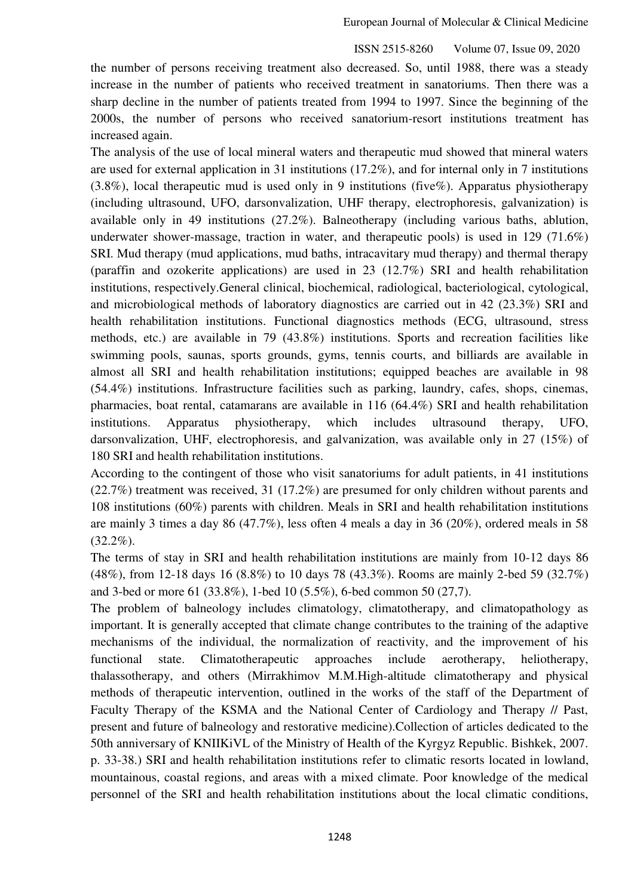the number of persons receiving treatment also decreased. So, until 1988, there was a steady increase in the number of patients who received treatment in sanatoriums. Then there was a sharp decline in the number of patients treated from 1994 to 1997. Since the beginning of the 2000s, the number of persons who received sanatorium-resort institutions treatment has increased again.

The analysis of the use of local mineral waters and therapeutic mud showed that mineral waters are used for external application in 31 institutions (17.2%), and for internal only in 7 institutions (3.8%), local therapeutic mud is used only in 9 institutions (five%). Apparatus physiotherapy (including ultrasound, UFO, darsonvalization, UHF therapy, electrophoresis, galvanization) is available only in 49 institutions (27.2%). Balneotherapy (including various baths, ablution, underwater shower-massage, traction in water, and therapeutic pools) is used in 129 (71.6%) SRI. Mud therapy (mud applications, mud baths, intracavitary mud therapy) and thermal therapy (paraffin and ozokerite applications) are used in 23 (12.7%) SRI and health rehabilitation institutions, respectively.General clinical, biochemical, radiological, bacteriological, cytological, and microbiological methods of laboratory diagnostics are carried out in 42 (23.3%) SRI and health rehabilitation institutions. Functional diagnostics methods (ECG, ultrasound, stress methods, etc.) are available in 79 (43.8%) institutions. Sports and recreation facilities like swimming pools, saunas, sports grounds, gyms, tennis courts, and billiards are available in almost all SRI and health rehabilitation institutions; equipped beaches are available in 98 (54.4%) institutions. Infrastructure facilities such as parking, laundry, cafes, shops, cinemas, pharmacies, boat rental, catamarans are available in 116 (64.4%) SRI and health rehabilitation institutions. Apparatus physiotherapy, which includes ultrasound therapy, UFO, darsonvalization, UHF, electrophoresis, and galvanization, was available only in 27 (15%) of 180 SRI and health rehabilitation institutions.

According to the contingent of those who visit sanatoriums for adult patients, in 41 institutions (22.7%) treatment was received, 31 (17.2%) are presumed for only children without parents and 108 institutions (60%) parents with children. Meals in SRI and health rehabilitation institutions are mainly 3 times a day 86 (47.7%), less often 4 meals a day in 36 (20%), ordered meals in 58 (32.2%).

The terms of stay in SRI and health rehabilitation institutions are mainly from 10-12 days 86 (48%), from 12-18 days 16 (8.8%) to 10 days 78 (43.3%). Rooms are mainly 2-bed 59 (32.7%) and 3-bed or more 61 (33.8%), 1-bed 10 (5.5%), 6-bed common 50 (27,7).

The problem of balneology includes climatology, climatotherapy, and climatopathology as important. It is generally accepted that climate change contributes to the training of the adaptive mechanisms of the individual, the normalization of reactivity, and the improvement of his functional state. Climatotherapeutic approaches include aerotherapy, heliotherapy, thalassotherapy, and others (Mirrakhimov M.M.High-altitude climatotherapy and physical methods of therapeutic intervention, outlined in the works of the staff of the Department of Faculty Therapy of the KSMA and the National Center of Cardiology and Therapy // Past, present and future of balneology and restorative medicine).Collection of articles dedicated to the 50th anniversary of KNIIKiVL of the Ministry of Health of the Kyrgyz Republic. Bishkek, 2007. p. 33-38.) SRI and health rehabilitation institutions refer to climatic resorts located in lowland, mountainous, coastal regions, and areas with a mixed climate. Poor knowledge of the medical personnel of the SRI and health rehabilitation institutions about the local climatic conditions,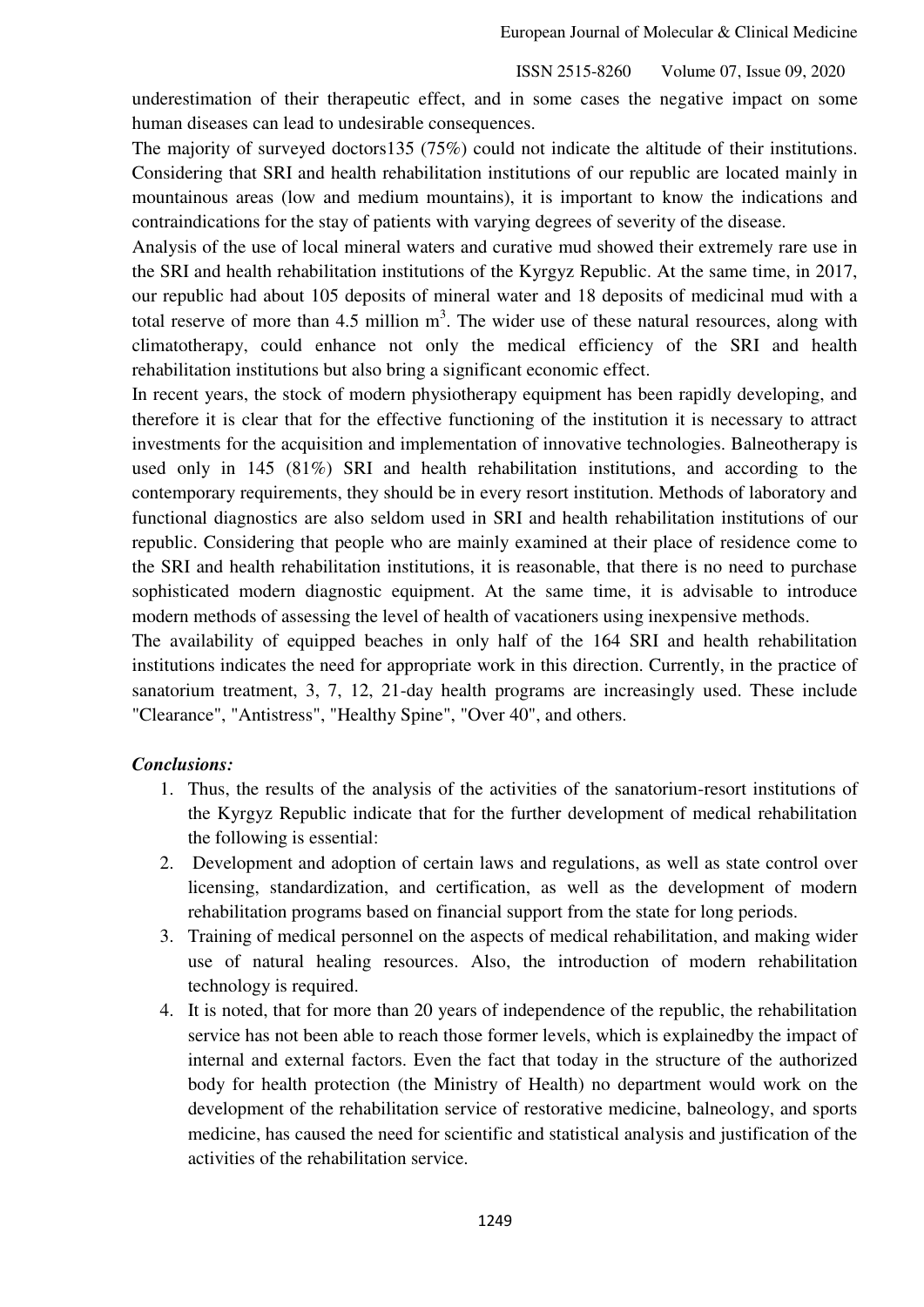underestimation of their therapeutic effect, and in some cases the negative impact on some human diseases can lead to undesirable consequences.

The majority of surveyed doctors135 (75%) could not indicate the altitude of their institutions. Considering that SRI and health rehabilitation institutions of our republic are located mainly in mountainous areas (low and medium mountains), it is important to know the indications and contraindications for the stay of patients with varying degrees of severity of the disease.

Analysis of the use of local mineral waters and curative mud showed their extremely rare use in the SRI and health rehabilitation institutions of the Kyrgyz Republic. At the same time, in 2017, our republic had about 105 deposits of mineral water and 18 deposits of medicinal mud with a total reserve of more than 4.5 million $m^3$. The wider use of these natural resources, along with climatotherapy, could enhance not only the medical efficiency of the SRI and health rehabilitation institutions but also bring a significant economic effect.

In recent years, the stock of modern physiotherapy equipment has been rapidly developing, and therefore it is clear that for the effective functioning of the institution it is necessary to attract investments for the acquisition and implementation of innovative technologies. Balneotherapy is used only in 145 (81%) SRI and health rehabilitation institutions, and according to the contemporary requirements, they should be in every resort institution. Methods of laboratory and functional diagnostics are also seldom used in SRI and health rehabilitation institutions of our republic. Considering that people who are mainly examined at their place of residence come to the SRI and health rehabilitation institutions, it is reasonable, that there is no need to purchase sophisticated modern diagnostic equipment. At the same time, it is advisable to introduce modern methods of assessing the level of health of vacationers using inexpensive methods.

The availability of equipped beaches in only half of the 164 SRI and health rehabilitation institutions indicates the need for appropriate work in this direction. Currently, in the practice of sanatorium treatment, 3, 7, 12, 21-day health programs are increasingly used. These include "Clearance", "Antistress", "Healthy Spine", "Over 40", and others.

***Conclusions:***

1. Thus, the results of the analysis of the activities of the sanatorium-resort institutions of the Kyrgyz Republic indicate that for the further development of medical rehabilitation the following is essential:
2. Development and adoption of certain laws and regulations, as well as state control over licensing, standardization, and certification, as well as the development of modern rehabilitation programs based on financial support from the state for long periods.
3. Training of medical personnel on the aspects of medical rehabilitation, and making wider use of natural healing resources. Also, the introduction of modern rehabilitation technology is required.
4. It is noted, that for more than 20 years of independence of the republic, the rehabilitation service has not been able to reach those former levels, which is explainedby the impact of internal and external factors. Even the fact that today in the structure of the authorized body for health protection (the Ministry of Health) no department would work on the development of the rehabilitation service of restorative medicine, balneology, and sports medicine, has caused the need for scientific and statistical analysis and justification of the activities of the rehabilitation service.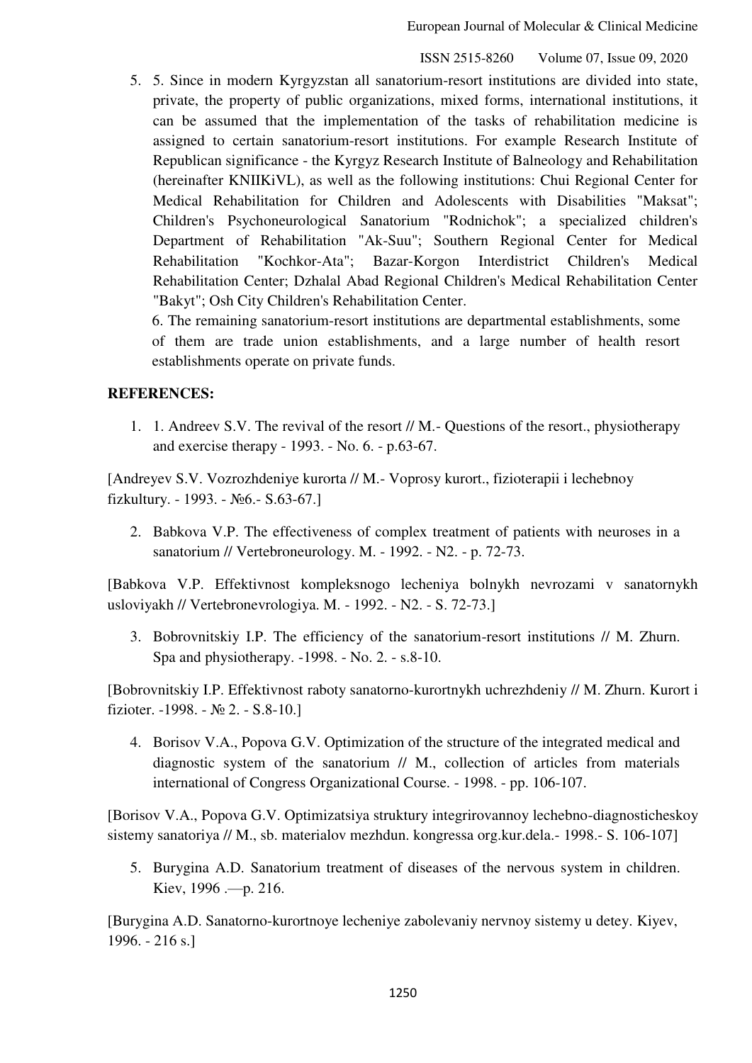5. 5. Since in modern Kyrgyzstan all sanatorium-resort institutions are divided into state, private, the property of public organizations, mixed forms, international institutions, it can be assumed that the implementation of the tasks of rehabilitation medicine is assigned to certain sanatorium-resort institutions. For example Research Institute of Republican significance - the Kyrgyz Research Institute of Balneology and Rehabilitation (hereinafter KNIIKiVL), as well as the following institutions: Chui Regional Center for Medical Rehabilitation for Children and Adolescents with Disabilities "Maksat"; Children's Psychoneurological Sanatorium "Rodnichok"; a specialized children's Department of Rehabilitation "Ak-Suu"; Southern Regional Center for Medical Rehabilitation "Kochkor-Ata"; Bazar-Korgon Interdistrict Children's Medical Rehabilitation Center; Dzhalal Abad Regional Children's Medical Rehabilitation Center "Bakyt"; Osh City Children's Rehabilitation Center.

   6. The remaining sanatorium-resort institutions are departmental establishments, some of them are trade union establishments, and a large number of health resort establishments operate on private funds.

**REFERENCES:**

1. 1. Andreev S.V. The revival of the resort // M.- Questions of the resort., physiotherapy and exercise therapy - 1993. - No. 6. - p.63-67.

[Andreyev S.V. Vozrozhdeniye kurorta // M.- Voprosy kurort., fizioterapii i lechebnoy fizkultury. - 1993. - №6.- S.63-67.]

2. Babkova V.P. The effectiveness of complex treatment of patients with neuroses in a sanatorium // Vertebroneurology. M. - 1992. - N2. - p. 72-73.

[Babkova V.P. Effektivnost kompleksnogo lecheniya bolnykh nevrozami v sanatornykh usloviyakh // Vertebronevrologiya. M. - 1992. - N2. - S. 72-73.]

3. Bobrovnitskiy I.P. The efficiency of the sanatorium-resort institutions // M. Zhurn. Spa and physiotherapy. -1998. - No. 2. - s.8-10.

[Bobrovnitskiy I.P. Effektivnost raboty sanatorno-kurortnykh uchrezhdeniy // M. Zhurn. Kurort i fizioter. -1998. - № 2. - S.8-10.]

4. Borisov V.A., Popova G.V. Optimization of the structure of the integrated medical and diagnostic system of the sanatorium // M., collection of articles from materials international of Congress Organizational Course. - 1998. - pp. 106-107.

[Borisov V.A., Popova G.V. Optimizatsiya struktury integrirovannoy lechebno-diagnosticheskoy sistemy sanatoriya // M., sb. materialov mezhdun. kongressa org.kur.dela.- 1998.- S. 106-107]

5. Burygina A.D. Sanatorium treatment of diseases of the nervous system in children. Kiev, 1996 .—p. 216.

[Burygina A.D. Sanatorno-kurortnoye lecheniye zabolevaniy nervnoy sistemy u detey. Kiyev, 1996. - 216 s.]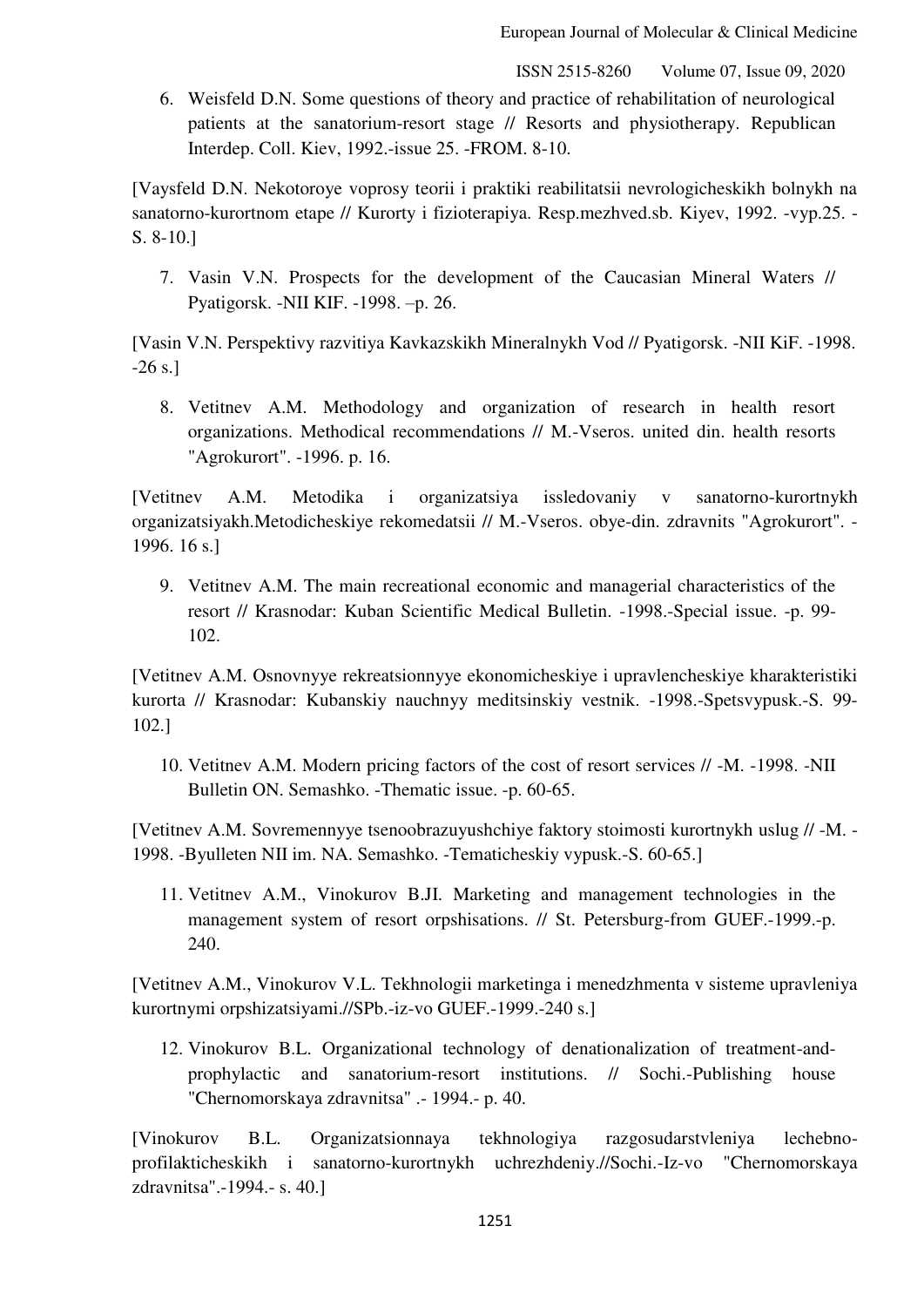6. Weisfeld D.N. Some questions of theory and practice of rehabilitation of neurological patients at the sanatorium-resort stage // Resorts and physiotherapy. Republican Interdep. Coll. Kiev, 1992.-issue 25. -FROM. 8-10.

[Vaysfeld D.N. Nekotoroye voprosy teorii i praktiki reabilitatsii nevrologicheskikh bolnykh na sanatorno-kurortnom etape // Kurorty i fizioterapiya. Resp.mezhved.sb. Kiyev, 1992. -vyp.25. -S. 8-10.]

7. Vasin V.N. Prospects for the development of the Caucasian Mineral Waters // Pyatigorsk. -NII KIF. -1998. –p. 26.

[Vasin V.N. Perspektivy razvitiya Kavkazskikh Mineralnykh Vod // Pyatigorsk. -NII KiF. -1998. -26 s.]

8. Vetitnev A.M. Methodology and organization of research in health resort organizations. Methodical recommendations // M.-Vseros. united din. health resorts "Agrokurort". -1996. p. 16.

[Vetitnev A.M. Metodika i organizatsiya issledovaniy v sanatorno-kurortnykh organizatsiyakh.Metodicheskiye rekomedatsii // M.-Vseros. obye-din. zdravnits "Agrokurort". -1996. 16 s.]

9. Vetitnev A.M. The main recreational economic and managerial characteristics of the resort // Krasnodar: Kuban Scientific Medical Bulletin. -1998.-Special issue. -p. 99-102.

[Vetitnev A.M. Osnovnyye rekreatsionnyye ekonomicheskiye i upravlencheskiye kharakteristiki kurorta // Krasnodar: Kubanskiy nauchnyy meditsinskiy vestnik. -1998.-Spetsvypusk.-S. 99-102.]

10. Vetitnev A.M. Modern pricing factors of the cost of resort services // -M. -1998. -NII Bulletin ON. Semashko. -Thematic issue. -p. 60-65.

[Vetitnev A.M. Sovremennyye tsenoobrazuyushchiye faktory stoimosti kurortnykh uslug // -M. -1998. -Byulleten NII im. NA. Semashko. -Tematicheskiy vypusk.-S. 60-65.]

11. Vetitnev A.M., Vinokurov B.JI. Marketing and management technologies in the management system of resort orpshisations. // St. Petersburg-from GUEF.-1999.-p. 240.

[Vetitnev A.M., Vinokurov V.L. Tekhnologii marketinga i menedzhmenta v sisteme upravleniya kurortnymi orpshizatsiyami.//SPb.-iz-vo GUEF.-1999.-240 s.]

12. Vinokurov B.L. Organizational technology of denationalization of treatment-and-prophylactic and sanatorium-resort institutions. // Sochi.-Publishing house "Chernomorskaya zdravnitsa" .- 1994.- p. 40.

[Vinokurov B.L. Organizatsionnaya tekhnologiya razgosudarstvleniya lechebno-profilakticheskikh i sanatorno-kurortnykh uchrezhdeniy.//Sochi.-Iz-vo "Chernomorskaya zdravnitsa".-1994.- s. 40.]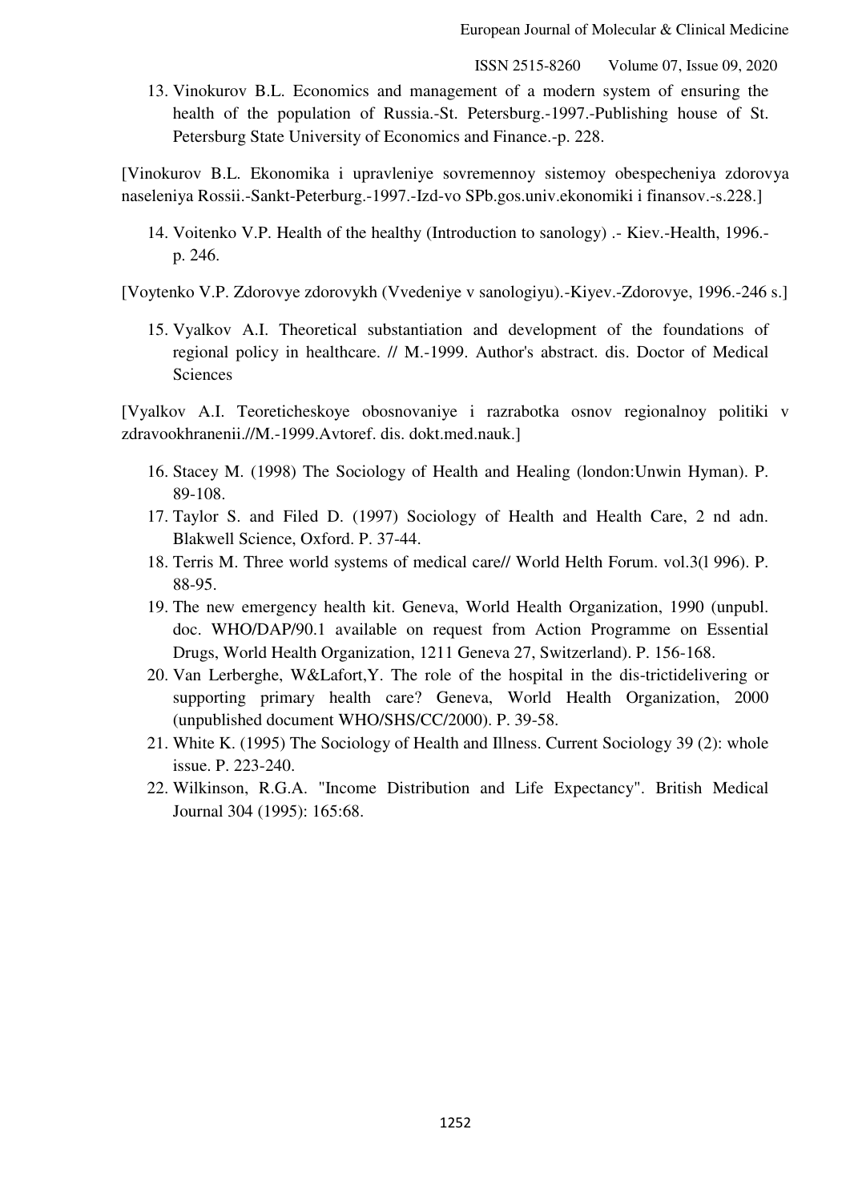13. Vinokurov B.L. Economics and management of a modern system of ensuring the health of the population of Russia.-St. Petersburg.-1997.-Publishing house of St. Petersburg State University of Economics and Finance.-p. 228.

[Vinokurov B.L. Ekonomika i upravleniye sovremennoy sistemoy obespecheniya zdorovya naseleniya Rossii.-Sankt-Peterburg.-1997.-Izd-vo SPb.gos.univ.ekonomiki i finansov.-s.228.]

14. Voitenko V.P. Health of the healthy (Introduction to sanology) .- Kiev.-Health, 1996.- p. 246.

[Voytenko V.P. Zdorovye zdorovykh (Vvedeniye v sanologiyu).-Kiyev.-Zdorovye, 1996.-246 s.]

15. Vyalkov A.I. Theoretical substantiation and development of the foundations of regional policy in healthcare. // M.-1999. Author's abstract. dis. Doctor of Medical Sciences

[Vyalkov A.I. Teoreticheskoye obosnovaniye i razrabotka osnov regionalnoy politiki v zdravookhranenii.//M.-1999.Avtoref. dis. dokt.med.nauk.]

16. Stacey M. (1998) The Sociology of Health and Healing (london:Unwin Hyman). P. 89-108.
17. Taylor S. and Filed D. (1997) Sociology of Health and Health Care, 2 nd adn. Blakwell Science, Oxford. P. 37-44.
18. Terris M. Three world systems of medical care// World Helth Forum. vol.3(l 996). P. 88-95.
19. The new emergency health kit. Geneva, World Health Organization, 1990 (unpubl. doc. WHO/DAP/90.1 available on request from Action Programme on Essential Drugs, World Health Organization, 1211 Geneva 27, Switzerland). P. 156-168.
20. Van Lerberghe, W&Lafort,Y. The role of the hospital in the dis-trictidelivering or supporting primary health care? Geneva, World Health Organization, 2000 (unpublished document WHO/SHS/CC/2000). P. 39-58.
21. White K. (1995) The Sociology of Health and Illness. Current Sociology 39 (2): whole issue. P. 223-240.
22. Wilkinson, R.G.A. "Income Distribution and Life Expectancy". British Medical Journal 304 (1995): 165:68.